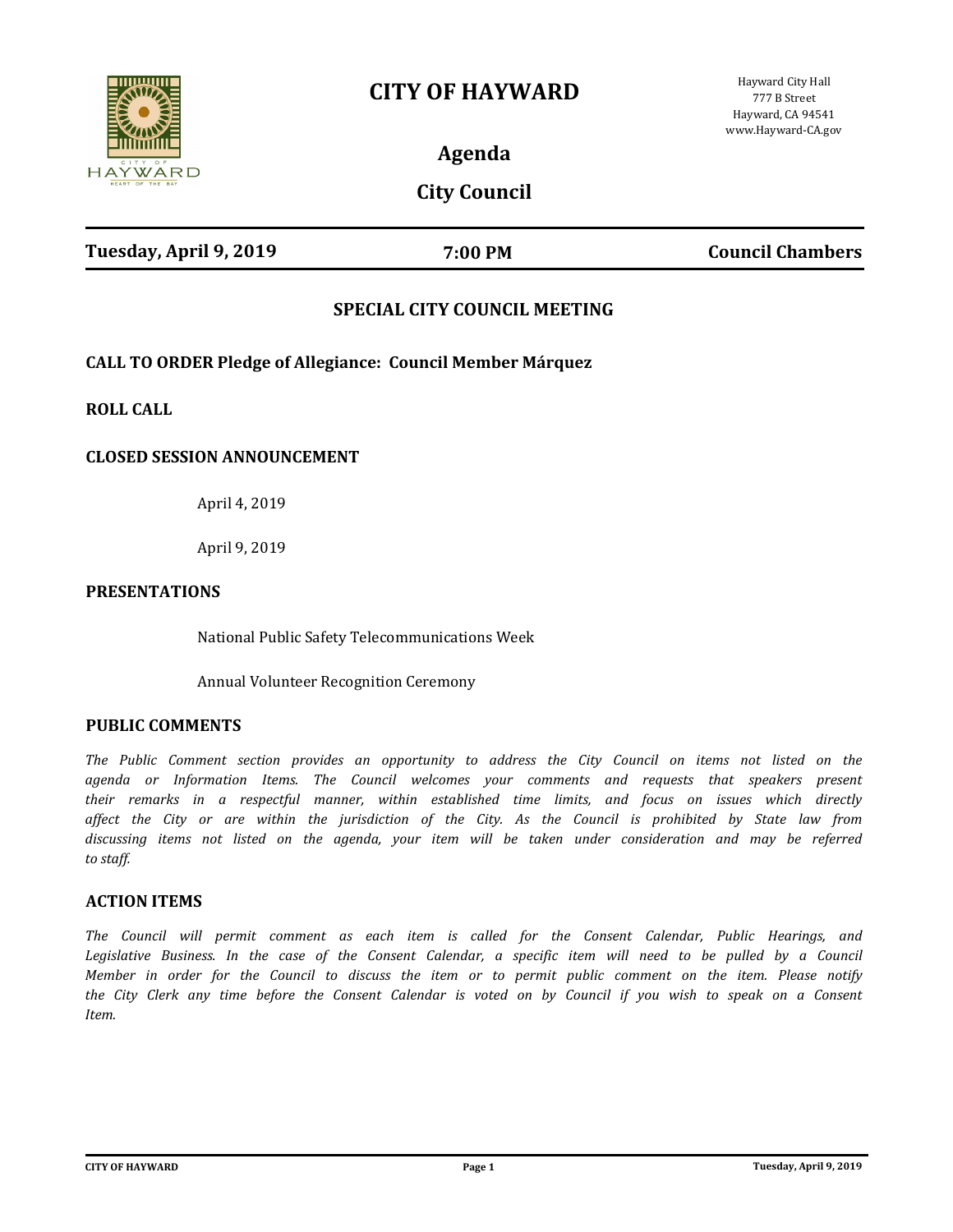# CITY OF HAYWARD

Hayward City Hall
777 B Street
Hayward, CA 94541
www.Hayward-CA.gov

## Agenda

## City Council

**Tuesday, April 9, 2019** | **7:00 PM** | **Council Chambers**

### SPECIAL CITY COUNCIL MEETING

**CALL TO ORDER Pledge of Allegiance: Council Member Márquez**

**ROLL CALL**

**CLOSED SESSION ANNOUNCEMENT**

April 4, 2019

April 9, 2019

**PRESENTATIONS**

National Public Safety Telecommunications Week

Annual Volunteer Recognition Ceremony

**PUBLIC COMMENTS**

*The Public Comment section provides an opportunity to address the City Council on items not listed on the agenda or Information Items. The Council welcomes your comments and requests that speakers present their remarks in a respectful manner, within established time limits, and focus on issues which directly affect the City or are within the jurisdiction of the City. As the Council is prohibited by State law from discussing items not listed on the agenda, your item will be taken under consideration and may be referred to staff.*

**ACTION ITEMS**

*The Council will permit comment as each item is called for the Consent Calendar, Public Hearings, and Legislative Business. In the case of the Consent Calendar, a specific item will need to be pulled by a Council Member in order for the Council to discuss the item or to permit public comment on the item. Please notify the City Clerk any time before the Consent Calendar is voted on by Council if you wish to speak on a Consent Item.*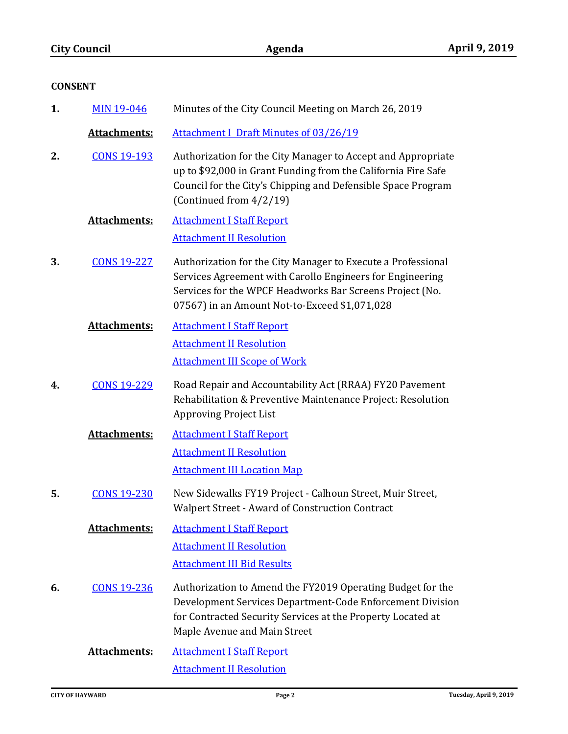## CONSENT

**1.** MIN 19-046 — Minutes of the City Council Meeting on March 26, 2019

**Attachments:** Attachment I Draft Minutes of 03/26/19

**2.** CONS 19-193 — Authorization for the City Manager to Accept and Appropriate up to $92,000 in Grant Funding from the California Fire Safe Council for the City's Chipping and Defensible Space Program (Continued from 4/2/19)

**Attachments:** Attachment I Staff Report
Attachment II Resolution

**3.** CONS 19-227 — Authorization for the City Manager to Execute a Professional Services Agreement with Carollo Engineers for Engineering Services for the WPCF Headworks Bar Screens Project (No. 07567) in an Amount Not-to-Exceed $1,071,028

**Attachments:** Attachment I Staff Report
Attachment II Resolution
Attachment III Scope of Work

**4.** CONS 19-229 — Road Repair and Accountability Act (RRAA) FY20 Pavement Rehabilitation & Preventive Maintenance Project: Resolution Approving Project List

**Attachments:** Attachment I Staff Report
Attachment II Resolution
Attachment III Location Map

**5.** CONS 19-230 — New Sidewalks FY19 Project - Calhoun Street, Muir Street, Walpert Street - Award of Construction Contract

**Attachments:** Attachment I Staff Report
Attachment II Resolution
Attachment III Bid Results

**6.** CONS 19-236 — Authorization to Amend the FY2019 Operating Budget for the Development Services Department-Code Enforcement Division for Contracted Security Services at the Property Located at Maple Avenue and Main Street

**Attachments:** Attachment I Staff Report
Attachment II Resolution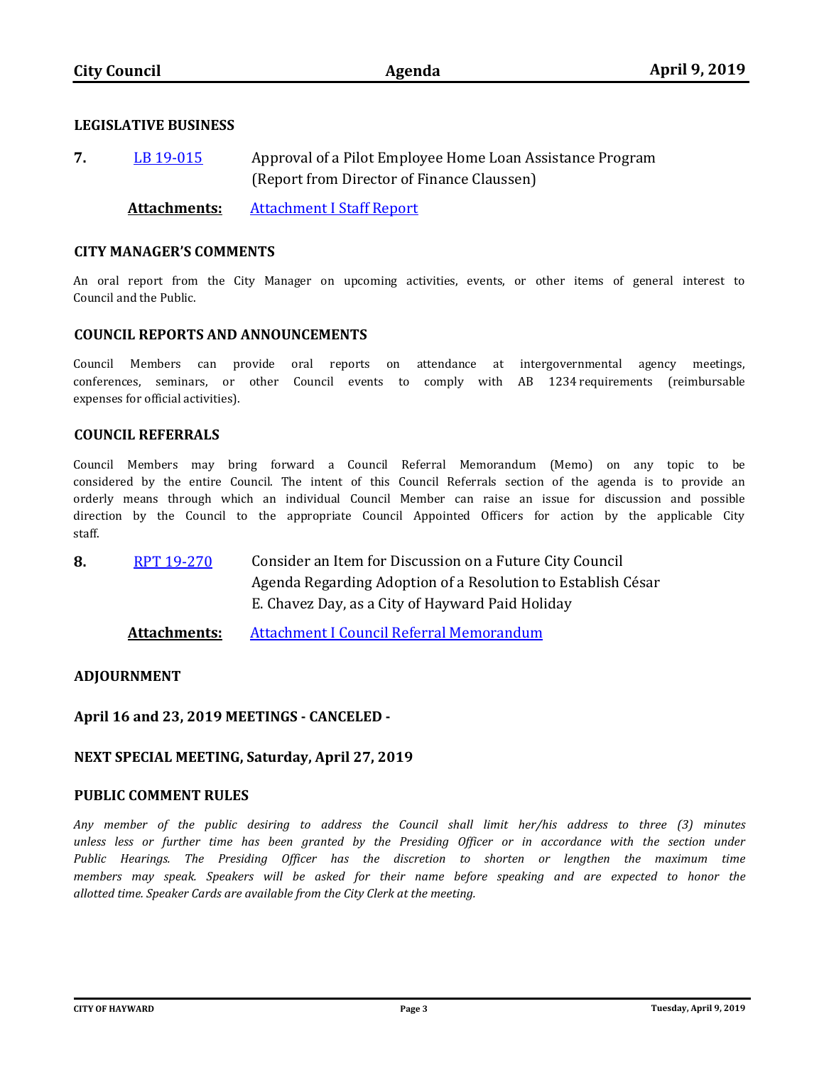## LEGISLATIVE BUSINESS

**7.** LB 19-015 — Approval of a Pilot Employee Home Loan Assistance Program (Report from Director of Finance Claussen)

**Attachments:** Attachment I Staff Report

## CITY MANAGER'S COMMENTS

An oral report from the City Manager on upcoming activities, events, or other items of general interest to Council and the Public.

## COUNCIL REPORTS AND ANNOUNCEMENTS

Council Members can provide oral reports on attendance at intergovernmental agency meetings, conferences, seminars, or other Council events to comply with AB 1234 requirements (reimbursable expenses for official activities).

## COUNCIL REFERRALS

Council Members may bring forward a Council Referral Memorandum (Memo) on any topic to be considered by the entire Council. The intent of this Council Referrals section of the agenda is to provide an orderly means through which an individual Council Member can raise an issue for discussion and possible direction by the Council to the appropriate Council Appointed Officers for action by the applicable City staff.

**8.** RPT 19-270 — Consider an Item for Discussion on a Future City Council Agenda Regarding Adoption of a Resolution to Establish César E. Chavez Day, as a City of Hayward Paid Holiday

**Attachments:** Attachment I Council Referral Memorandum

## ADJOURNMENT

**April 16 and 23, 2019 MEETINGS - CANCELED -**

**NEXT SPECIAL MEETING, Saturday, April 27, 2019**

## PUBLIC COMMENT RULES

*Any member of the public desiring to address the Council shall limit her/his address to three (3) minutes unless less or further time has been granted by the Presiding Officer or in accordance with the section under Public Hearings. The Presiding Officer has the discretion to shorten or lengthen the maximum time members may speak. Speakers will be asked for their name before speaking and are expected to honor the allotted time. Speaker Cards are available from the City Clerk at the meeting.*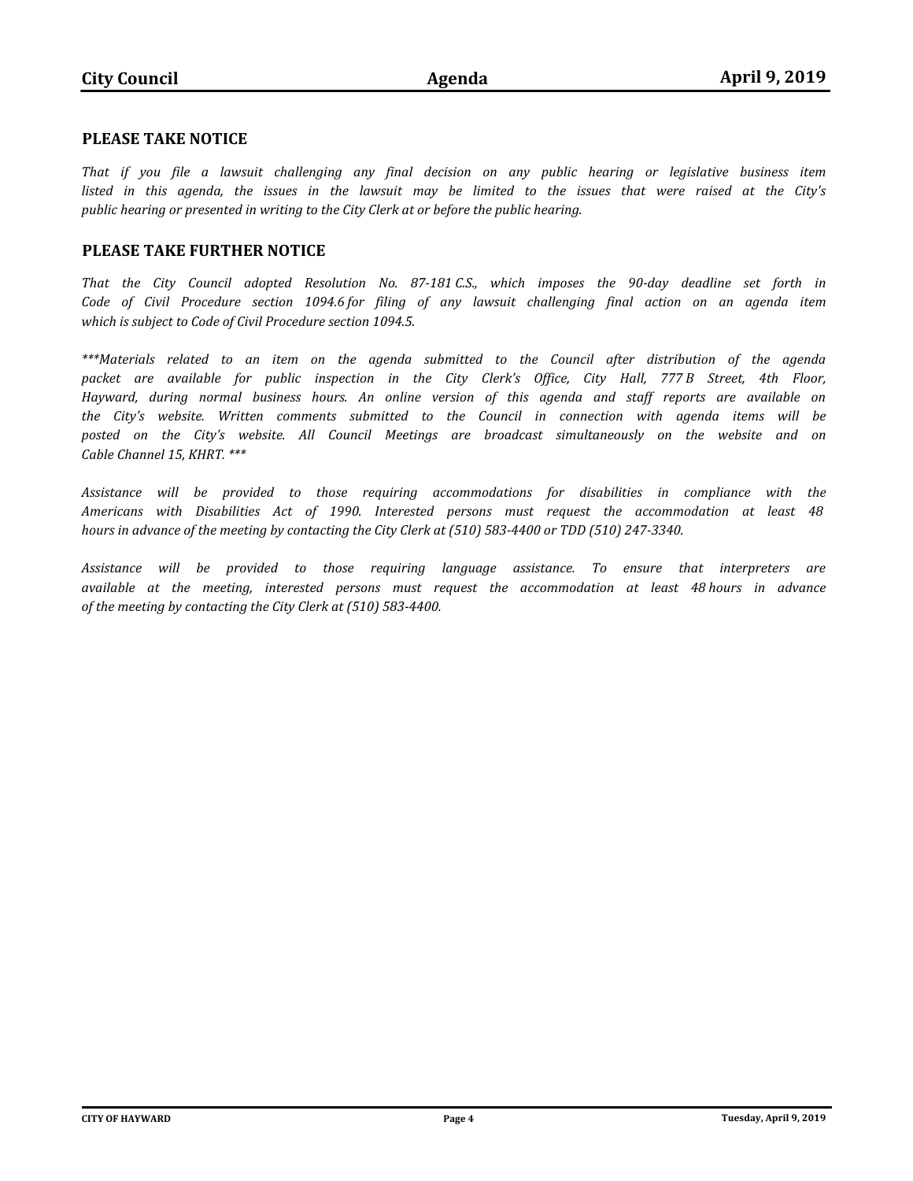## PLEASE TAKE NOTICE

*That if you file a lawsuit challenging any final decision on any public hearing or legislative business item listed in this agenda, the issues in the lawsuit may be limited to the issues that were raised at the City's public hearing or presented in writing to the City Clerk at or before the public hearing.*

## PLEASE TAKE FURTHER NOTICE

*That the City Council adopted Resolution No. 87-181 C.S., which imposes the 90-day deadline set forth in Code of Civil Procedure section 1094.6 for filing of any lawsuit challenging final action on an agenda item which is subject to Code of Civil Procedure section 1094.5.*

*\*\*\*Materials related to an item on the agenda submitted to the Council after distribution of the agenda packet are available for public inspection in the City Clerk's Office, City Hall, 777 B Street, 4th Floor, Hayward, during normal business hours. An online version of this agenda and staff reports are available on the City's website. Written comments submitted to the Council in connection with agenda items will be posted on the City's website. All Council Meetings are broadcast simultaneously on the website and on Cable Channel 15, KHRT. \*\*\**

*Assistance will be provided to those requiring accommodations for disabilities in compliance with the Americans with Disabilities Act of 1990. Interested persons must request the accommodation at least 48 hours in advance of the meeting by contacting the City Clerk at (510) 583-4400 or TDD (510) 247-3340.*

*Assistance will be provided to those requiring language assistance. To ensure that interpreters are available at the meeting, interested persons must request the accommodation at least 48 hours in advance of the meeting by contacting the City Clerk at (510) 583-4400.*